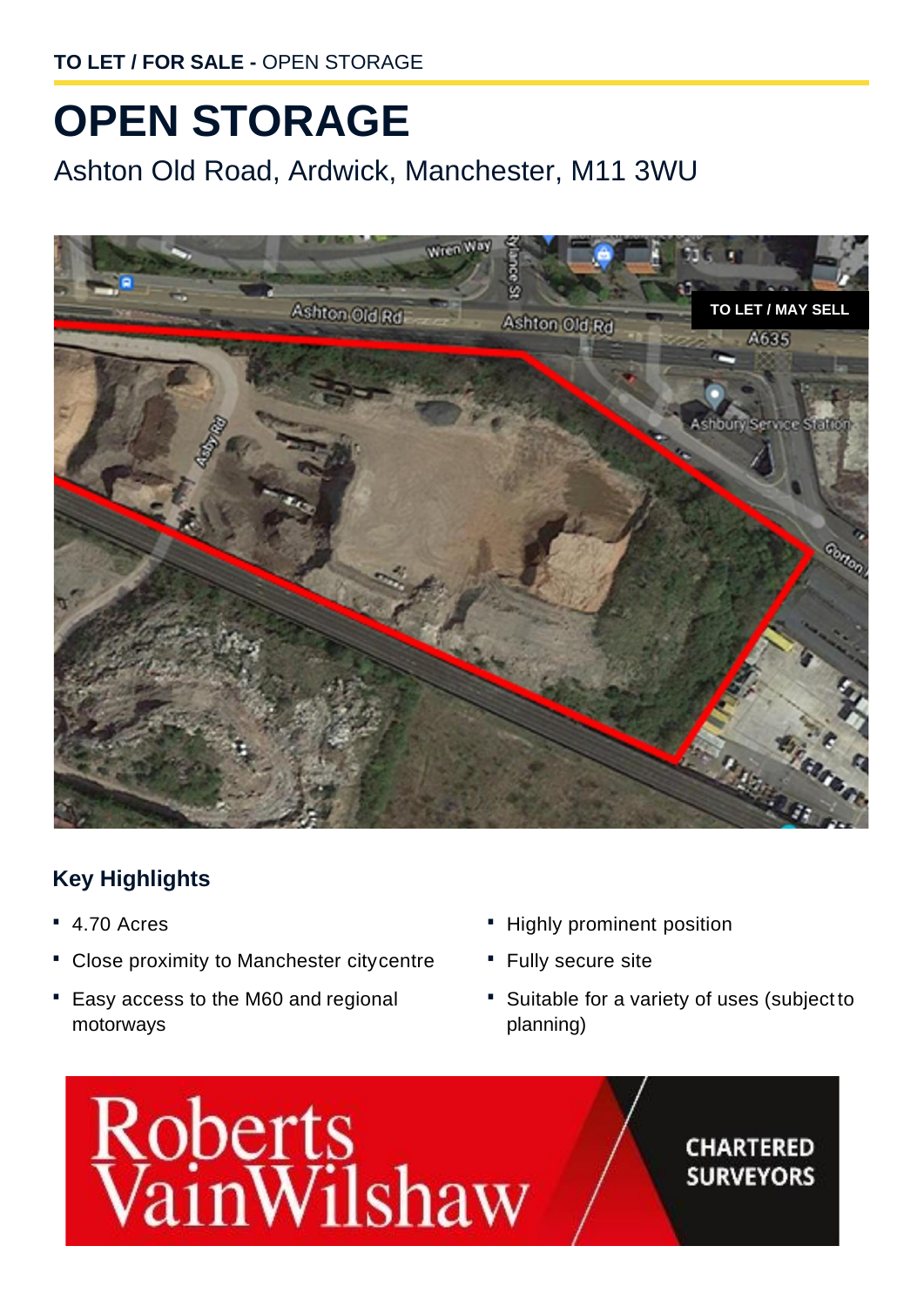**TO LET / FOR SALE -** OPEN STORAGE

# OPEN STORAGE

Ashton Old Road, Ardwick, Manchester, M11 3WU

## Key Highlights

- 4.70 Acres
- Close proximity to Manchester city centre
- Easy access to the M60 and regional motorways
- Highly prominent position
- Fully secure site
- Suitable for a variety of uses (subject to planning)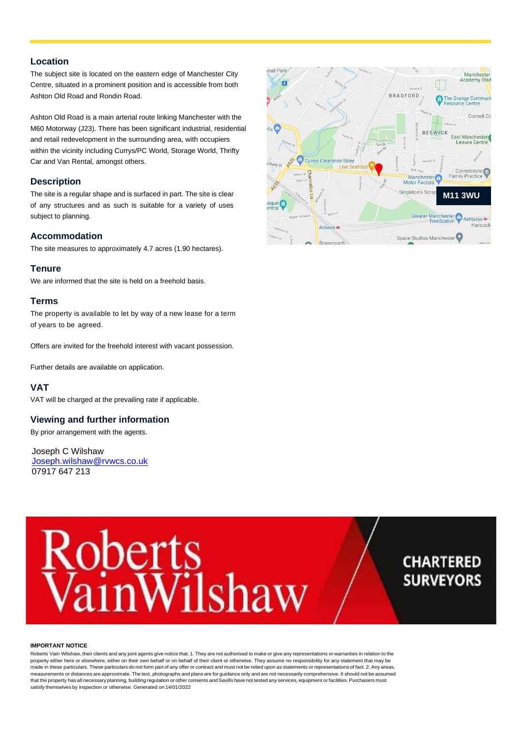## Location

The subject site is located on the eastern edge of Manchester City Centre, situated in a prominent position and is accessible from both Ashton Old Road and Rondin Road.

Ashton Old Road is a main arterial route linking Manchester with the M60 Motorway (J23). There has been significant industrial, residential and retail redevelopment in the surrounding area, with occupiers within the vicinity including Currys/PC World, Storage World, Thrifty Car and Van Rental, amongst others.

## Description

The site is a regular shape and is surfaced in part. The site is clear of any structures and as such is suitable for a variety of uses subject to planning.

## Accommodation

The site measures to approximately 4.7 acres (1.90 hectares).

## Tenure

We are informed that the site is held on a freehold basis.

## Terms

The property is available to let by way of a new lease for a term of years to be agreed.

Offers are invited for the freehold interest with vacant possession.

Further details are available on application.

## VAT

VAT will be charged at the prevailing rate if applicable.

## Viewing and further information

By prior arrangement with the agents.

Joseph C Wilshaw
Joseph.wilshaw@rvwcs.co.uk
07917 647 213

M11 3WU

Roberts VainWilshaw

CHARTERED SURVEYORS

**IMPORTANT NOTICE**

Roberts Vain Wilshaw, their clients and any joint agents give notice that: 1. They are not authorised to make or give any representations or warranties in relation to the property either here or elsewhere, either on their own behalf or on behalf of their client or otherwise. They assume no responsibility for any statement that may be made in these particulars. These particulars do not form part of any offer or contract and must not be relied upon as statements or representations of fact. 2. Any areas, measurements or distances are approximate. The text, photographs and plans are for guidance only and are not necessarily comprehensive. It should not be assumed that the property has all necessary planning, building regulation or other consents and Savills have not tested any services, equipment or facilities. Purchasers must satisfy themselves by inspection or otherwise. Generated on 14/01/2022